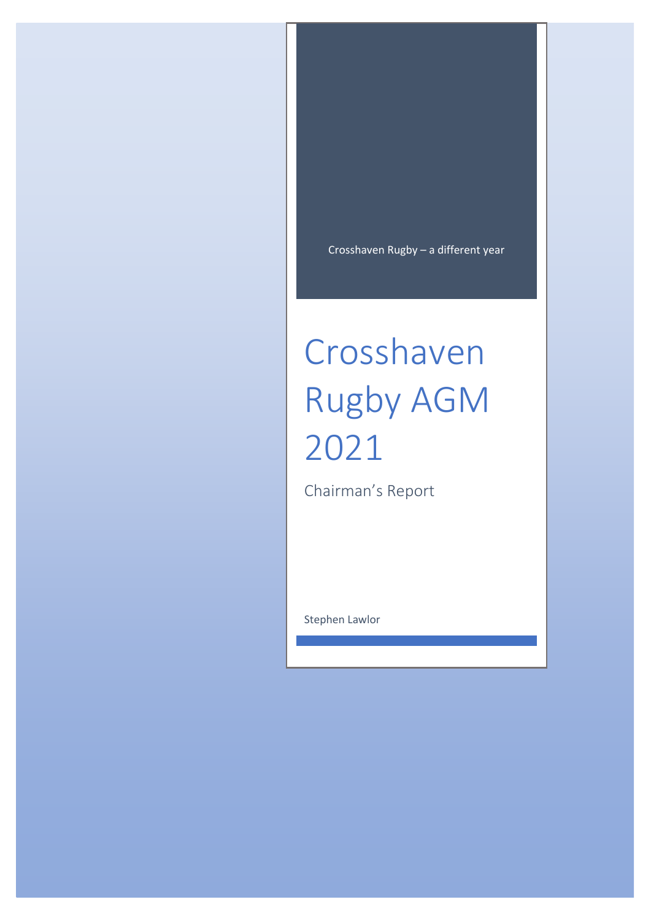Crosshaven Rugby – a different year

# Crosshaven Rugby AGM 2021

## Chairman's Report

Stephen Lawlor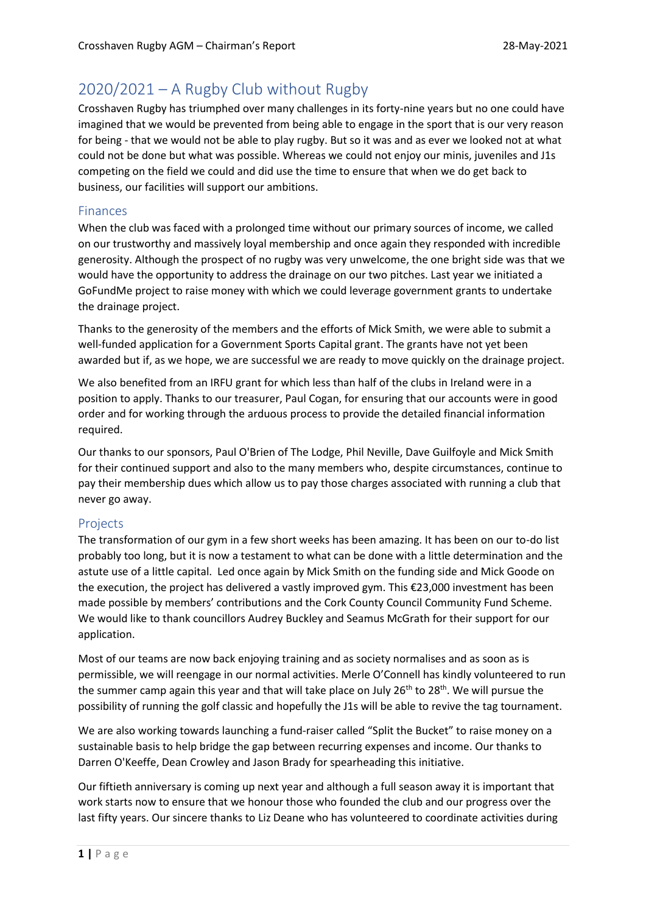# 2020/2021 – A Rugby Club without Rugby

Crosshaven Rugby has triumphed over many challenges in its forty-nine years but no one could have imagined that we would be prevented from being able to engage in the sport that is our very reason for being - that we would not be able to play rugby. But so it was and as ever we looked not at what could not be done but what was possible. Whereas we could not enjoy our minis, juveniles and J1s competing on the field we could and did use the time to ensure that when we do get back to business, our facilities will support our ambitions.

## Finances

When the club was faced with a prolonged time without our primary sources of income, we called on our trustworthy and massively loyal membership and once again they responded with incredible generosity. Although the prospect of no rugby was very unwelcome, the one bright side was that we would have the opportunity to address the drainage on our two pitches. Last year we initiated a GoFundMe project to raise money with which we could leverage government grants to undertake the drainage project.

Thanks to the generosity of the members and the efforts of Mick Smith, we were able to submit a well-funded application for a Government Sports Capital grant. The grants have not yet been awarded but if, as we hope, we are successful we are ready to move quickly on the drainage project.

We also benefited from an IRFU grant for which less than half of the clubs in Ireland were in a position to apply. Thanks to our treasurer, Paul Cogan, for ensuring that our accounts were in good order and for working through the arduous process to provide the detailed financial information required.

Our thanks to our sponsors, Paul O'Brien of The Lodge, Phil Neville, Dave Guilfoyle and Mick Smith for their continued support and also to the many members who, despite circumstances, continue to pay their membership dues which allow us to pay those charges associated with running a club that never go away.

## Projects

The transformation of our gym in a few short weeks has been amazing. It has been on our to-do list probably too long, but it is now a testament to what can be done with a little determination and the astute use of a little capital. Led once again by Mick Smith on the funding side and Mick Goode on the execution, the project has delivered a vastly improved gym. This €23,000 investment has been made possible by members' contributions and the Cork County Council Community Fund Scheme. We would like to thank councillors Audrey Buckley and Seamus McGrath for their support for our application.

Most of our teams are now back enjoying training and as society normalises and as soon as is permissible, we will reengage in our normal activities. Merle O'Connell has kindly volunteered to run the summer camp again this year and that will take place on July 26th to 28th. We will pursue the possibility of running the golf classic and hopefully the J1s will be able to revive the tag tournament.

We are also working towards launching a fund-raiser called "Split the Bucket" to raise money on a sustainable basis to help bridge the gap between recurring expenses and income. Our thanks to Darren O'Keeffe, Dean Crowley and Jason Brady for spearheading this initiative.

Our fiftieth anniversary is coming up next year and although a full season away it is important that work starts now to ensure that we honour those who founded the club and our progress over the last fifty years. Our sincere thanks to Liz Deane who has volunteered to coordinate activities during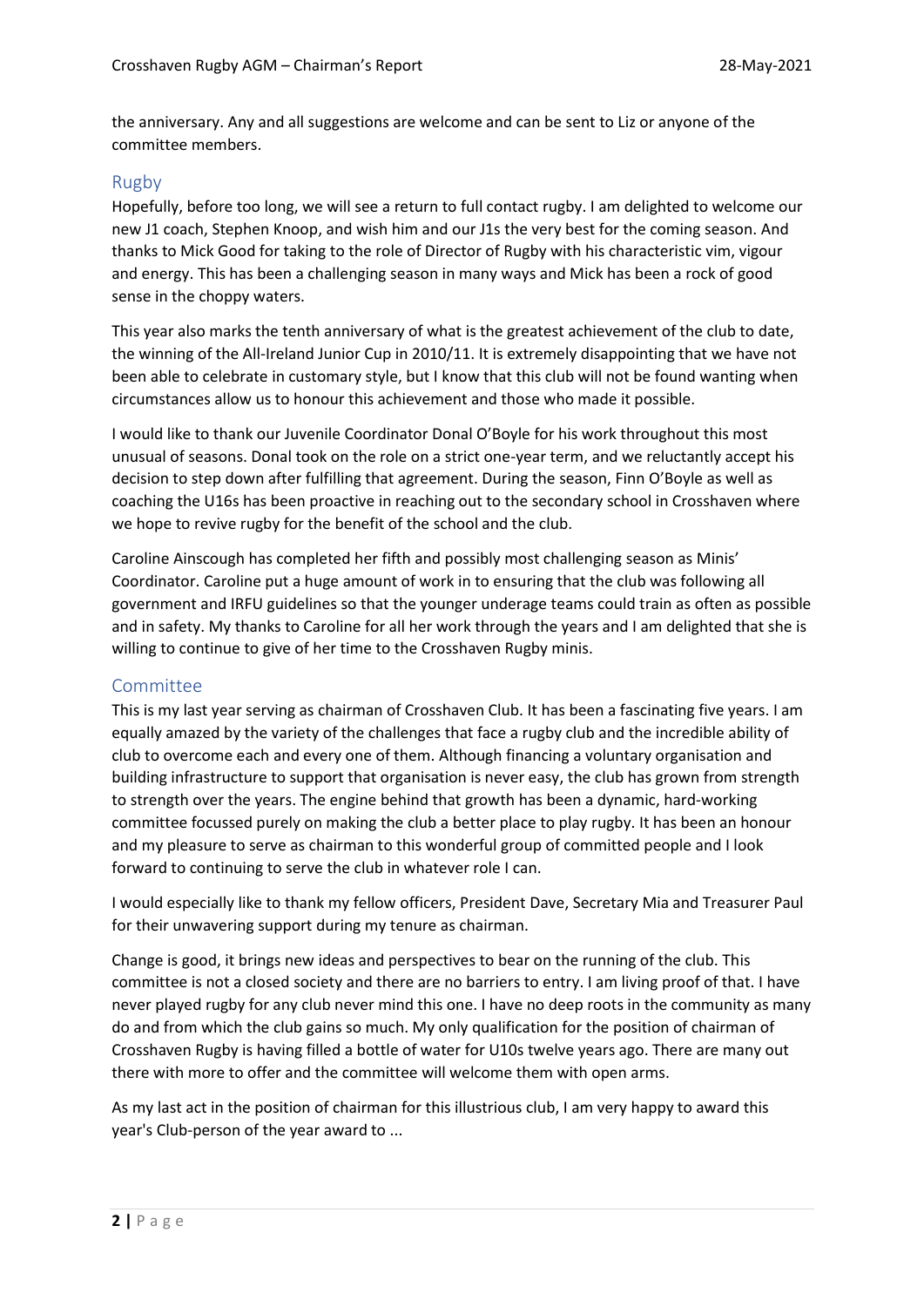the anniversary. Any and all suggestions are welcome and can be sent to Liz or anyone of the committee members.

## Rugby

Hopefully, before too long, we will see a return to full contact rugby. I am delighted to welcome our new J1 coach, Stephen Knoop, and wish him and our J1s the very best for the coming season. And thanks to Mick Good for taking to the role of Director of Rugby with his characteristic vim, vigour and energy. This has been a challenging season in many ways and Mick has been a rock of good sense in the choppy waters.

This year also marks the tenth anniversary of what is the greatest achievement of the club to date, the winning of the All-Ireland Junior Cup in 2010/11. It is extremely disappointing that we have not been able to celebrate in customary style, but I know that this club will not be found wanting when circumstances allow us to honour this achievement and those who made it possible.

I would like to thank our Juvenile Coordinator Donal O'Boyle for his work throughout this most unusual of seasons. Donal took on the role on a strict one-year term, and we reluctantly accept his decision to step down after fulfilling that agreement. During the season, Finn O'Boyle as well as coaching the U16s has been proactive in reaching out to the secondary school in Crosshaven where we hope to revive rugby for the benefit of the school and the club.

Caroline Ainscough has completed her fifth and possibly most challenging season as Minis' Coordinator. Caroline put a huge amount of work in to ensuring that the club was following all government and IRFU guidelines so that the younger underage teams could train as often as possible and in safety. My thanks to Caroline for all her work through the years and I am delighted that she is willing to continue to give of her time to the Crosshaven Rugby minis.

## Committee

This is my last year serving as chairman of Crosshaven Club. It has been a fascinating five years. I am equally amazed by the variety of the challenges that face a rugby club and the incredible ability of club to overcome each and every one of them. Although financing a voluntary organisation and building infrastructure to support that organisation is never easy, the club has grown from strength to strength over the years. The engine behind that growth has been a dynamic, hard-working committee focussed purely on making the club a better place to play rugby. It has been an honour and my pleasure to serve as chairman to this wonderful group of committed people and I look forward to continuing to serve the club in whatever role I can.

I would especially like to thank my fellow officers, President Dave, Secretary Mia and Treasurer Paul for their unwavering support during my tenure as chairman.

Change is good, it brings new ideas and perspectives to bear on the running of the club. This committee is not a closed society and there are no barriers to entry. I am living proof of that. I have never played rugby for any club never mind this one. I have no deep roots in the community as many do and from which the club gains so much. My only qualification for the position of chairman of Crosshaven Rugby is having filled a bottle of water for U10s twelve years ago. There are many out there with more to offer and the committee will welcome them with open arms.

As my last act in the position of chairman for this illustrious club, I am very happy to award this year's Club-person of the year award to ...